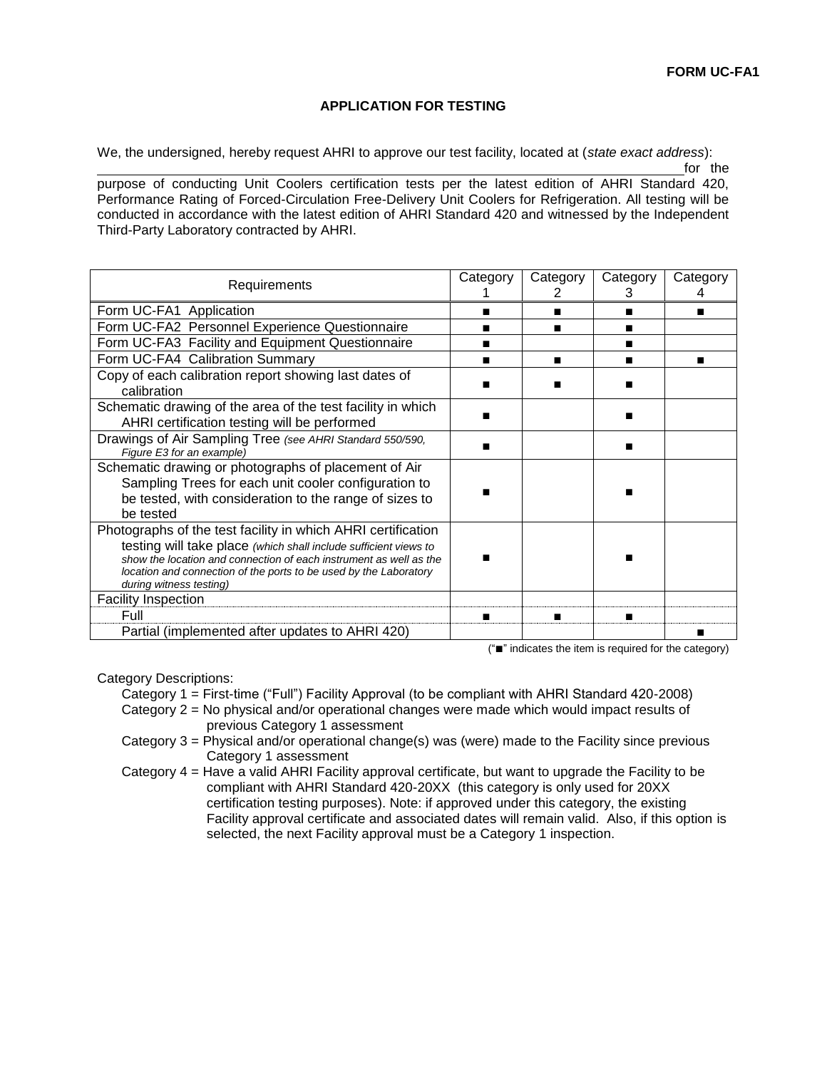**FORM UC-FA1**

## APPLICATION FOR TESTING

We, the undersigned, hereby request AHRI to approve our test facility, located at (*state exact address*): \_\_\_\_\_\_\_\_\_\_\_\_\_\_\_\_\_\_\_\_\_\_\_\_\_\_\_\_\_\_\_\_\_\_\_\_\_\_\_\_\_\_\_\_\_\_\_\_\_\_\_\_\_\_\_\_\_\_\_\_\_\_\_\_\_\_\_\_\_\_\_\_\_\_\_\_\_\_ for the purpose of conducting Unit Coolers certification tests per the latest edition of AHRI Standard 420, Performance Rating of Forced-Circulation Free-Delivery Unit Coolers for Refrigeration. All testing will be conducted in accordance with the latest edition of AHRI Standard 420 and witnessed by the Independent Third-Party Laboratory contracted by AHRI.

| Requirements | Category 1 | Category 2 | Category 3 | Category 4 |
|---|---|---|---|---|
| Form UC-FA1 Application | ■ | ■ | ■ | ■ |
| Form UC-FA2 Personnel Experience Questionnaire | ■ | ■ | ■ | |
| Form UC-FA3 Facility and Equipment Questionnaire | ■ | | ■ | |
| Form UC-FA4 Calibration Summary | ■ | ■ | ■ | ■ |
| Copy of each calibration report showing last dates of calibration | ■ | ■ | ■ | |
| Schematic drawing of the area of the test facility in which AHRI certification testing will be performed | ■ | | ■ | |
| Drawings of Air Sampling Tree *(see AHRI Standard 550/590, Figure E3 for an example)* | ■ | | ■ | |
| Schematic drawing or photographs of placement of Air Sampling Trees for each unit cooler configuration to be tested, with consideration to the range of sizes to be tested | ■ | | ■ | |
| Photographs of the test facility in which AHRI certification testing will take place *(which shall include sufficient views to show the location and connection of each instrument as well as the location and connection of the ports to be used by the Laboratory during witness testing)* | ■ | | ■ | |
| Facility Inspection | | | | |
| Full | ■ | ■ | ■ | |
| Partial (implemented after updates to AHRI 420) | | | | ■ |

("■" indicates the item is required for the category)

Category Descriptions:

- Category 1 = First-time ("Full") Facility Approval (to be compliant with AHRI Standard 420-2008)
- Category 2 = No physical and/or operational changes were made which would impact results of previous Category 1 assessment
- Category 3 = Physical and/or operational change(s) was (were) made to the Facility since previous Category 1 assessment
- Category 4 = Have a valid AHRI Facility approval certificate, but want to upgrade the Facility to be compliant with AHRI Standard 420-20XX (this category is only used for 20XX certification testing purposes). Note: if approved under this category, the existing Facility approval certificate and associated dates will remain valid. Also, if this option is selected, the next Facility approval must be a Category 1 inspection.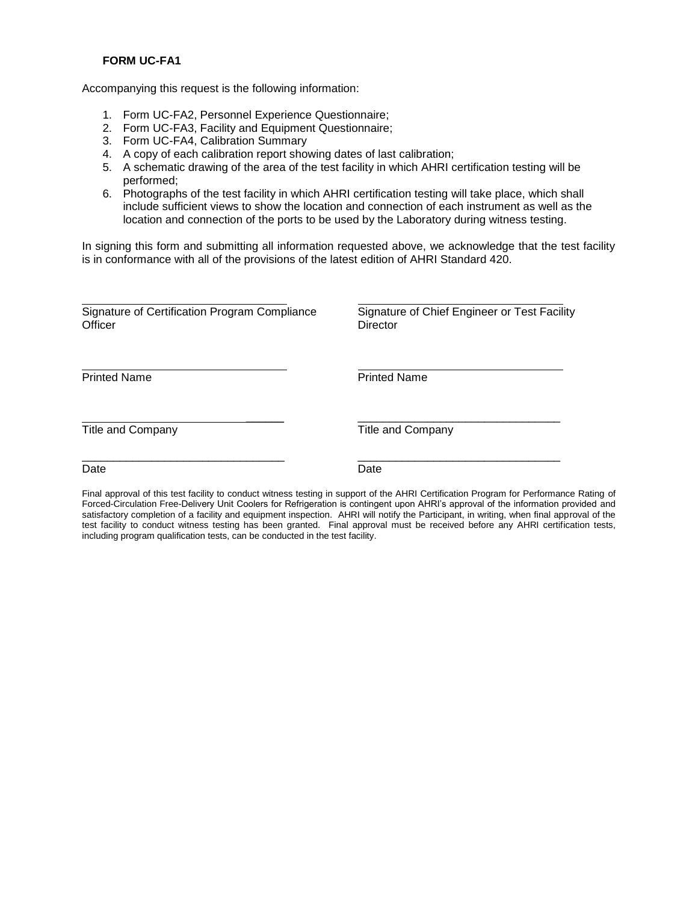**FORM UC-FA1**

Accompanying this request is the following information:

1. Form UC-FA2, Personnel Experience Questionnaire;
2. Form UC-FA3, Facility and Equipment Questionnaire;
3. Form UC-FA4, Calibration Summary
4. A copy of each calibration report showing dates of last calibration;
5. A schematic drawing of the area of the test facility in which AHRI certification testing will be performed;
6. Photographs of the test facility in which AHRI certification testing will take place, which shall include sufficient views to show the location and connection of each instrument as well as the location and connection of the ports to be used by the Laboratory during witness testing.

In signing this form and submitting all information requested above, we acknowledge that the test facility is in conformance with all of the provisions of the latest edition of AHRI Standard 420.

| | |
|---|---|
| ________________________________ | ________________________________ |
| Signature of Certification Program Compliance Officer | Signature of Chief Engineer or Test Facility Director |
| ________________________________ | ________________________________ |
| Printed Name | Printed Name |
| ________________________________ | ________________________________ |
| Title and Company | Title and Company |
| ________________________________ | ________________________________ |
| Date | Date |

Final approval of this test facility to conduct witness testing in support of the AHRI Certification Program for Performance Rating of Forced-Circulation Free-Delivery Unit Coolers for Refrigeration is contingent upon AHRI's approval of the information provided and satisfactory completion of a facility and equipment inspection. AHRI will notify the Participant, in writing, when final approval of the test facility to conduct witness testing has been granted. Final approval must be received before any AHRI certification tests, including program qualification tests, can be conducted in the test facility.